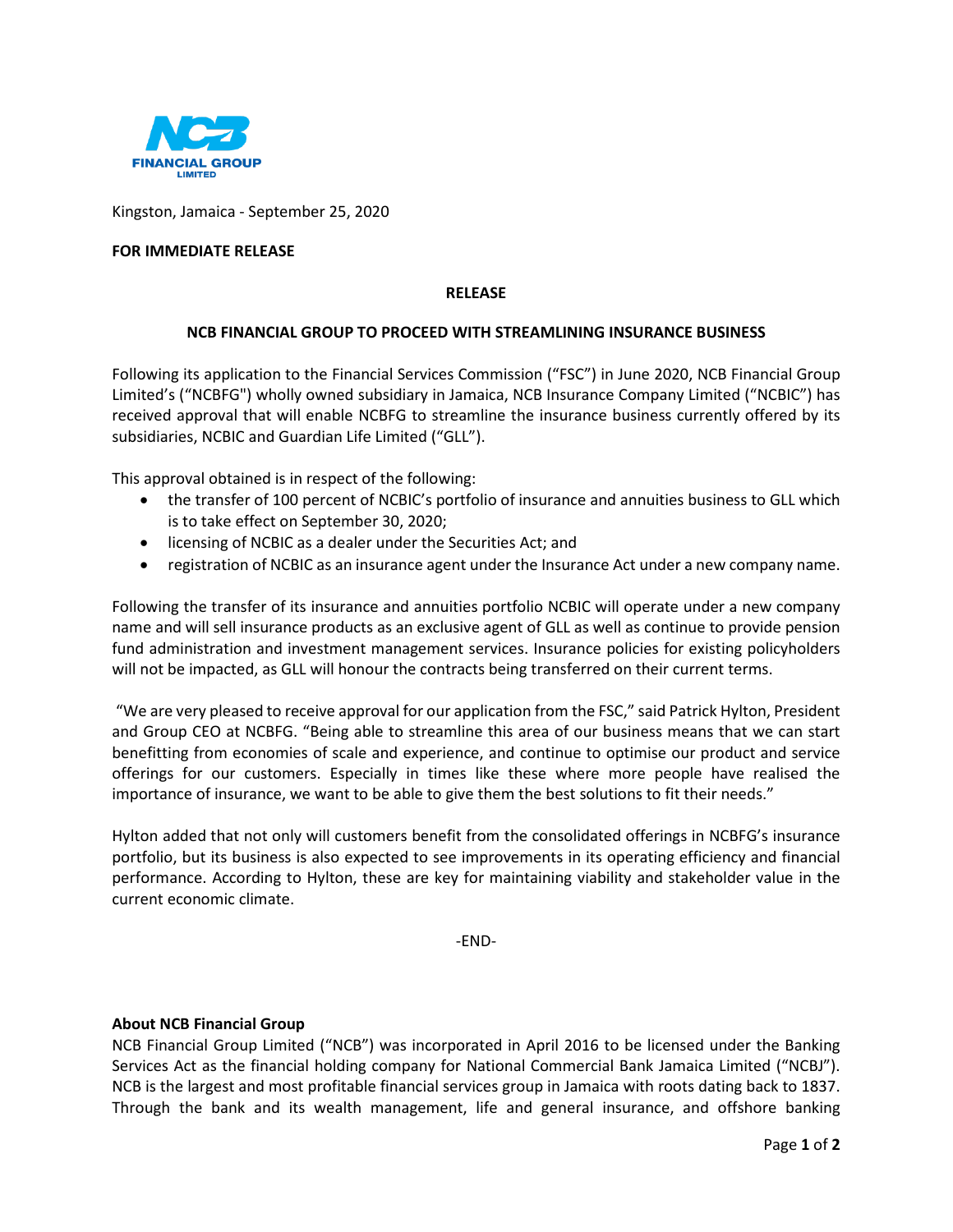Kingston, Jamaica - September 25, 2020

**FOR IMMEDIATE RELEASE**

**RELEASE**

## NCB FINANCIAL GROUP TO PROCEED WITH STREAMLINING INSURANCE BUSINESS

Following its application to the Financial Services Commission ("FSC") in June 2020, NCB Financial Group Limited's ("NCBFG") wholly owned subsidiary in Jamaica, NCB Insurance Company Limited ("NCBIC") has received approval that will enable NCBFG to streamline the insurance business currently offered by its subsidiaries, NCBIC and Guardian Life Limited ("GLL").

This approval obtained is in respect of the following:

- the transfer of 100 percent of NCBIC's portfolio of insurance and annuities business to GLL which is to take effect on September 30, 2020;
- licensing of NCBIC as a dealer under the Securities Act; and
- registration of NCBIC as an insurance agent under the Insurance Act under a new company name.

Following the transfer of its insurance and annuities portfolio NCBIC will operate under a new company name and will sell insurance products as an exclusive agent of GLL as well as continue to provide pension fund administration and investment management services. Insurance policies for existing policyholders will not be impacted, as GLL will honour the contracts being transferred on their current terms.

"We are very pleased to receive approval for our application from the FSC," said Patrick Hylton, President and Group CEO at NCBFG. "Being able to streamline this area of our business means that we can start benefitting from economies of scale and experience, and continue to optimise our product and service offerings for our customers. Especially in times like these where more people have realised the importance of insurance, we want to be able to give them the best solutions to fit their needs."

Hylton added that not only will customers benefit from the consolidated offerings in NCBFG's insurance portfolio, but its business is also expected to see improvements in its operating efficiency and financial performance. According to Hylton, these are key for maintaining viability and stakeholder value in the current economic climate.

-END-

### About NCB Financial Group

NCB Financial Group Limited ("NCB") was incorporated in April 2016 to be licensed under the Banking Services Act as the financial holding company for National Commercial Bank Jamaica Limited ("NCBJ"). NCB is the largest and most profitable financial services group in Jamaica with roots dating back to 1837. Through the bank and its wealth management, life and general insurance, and offshore banking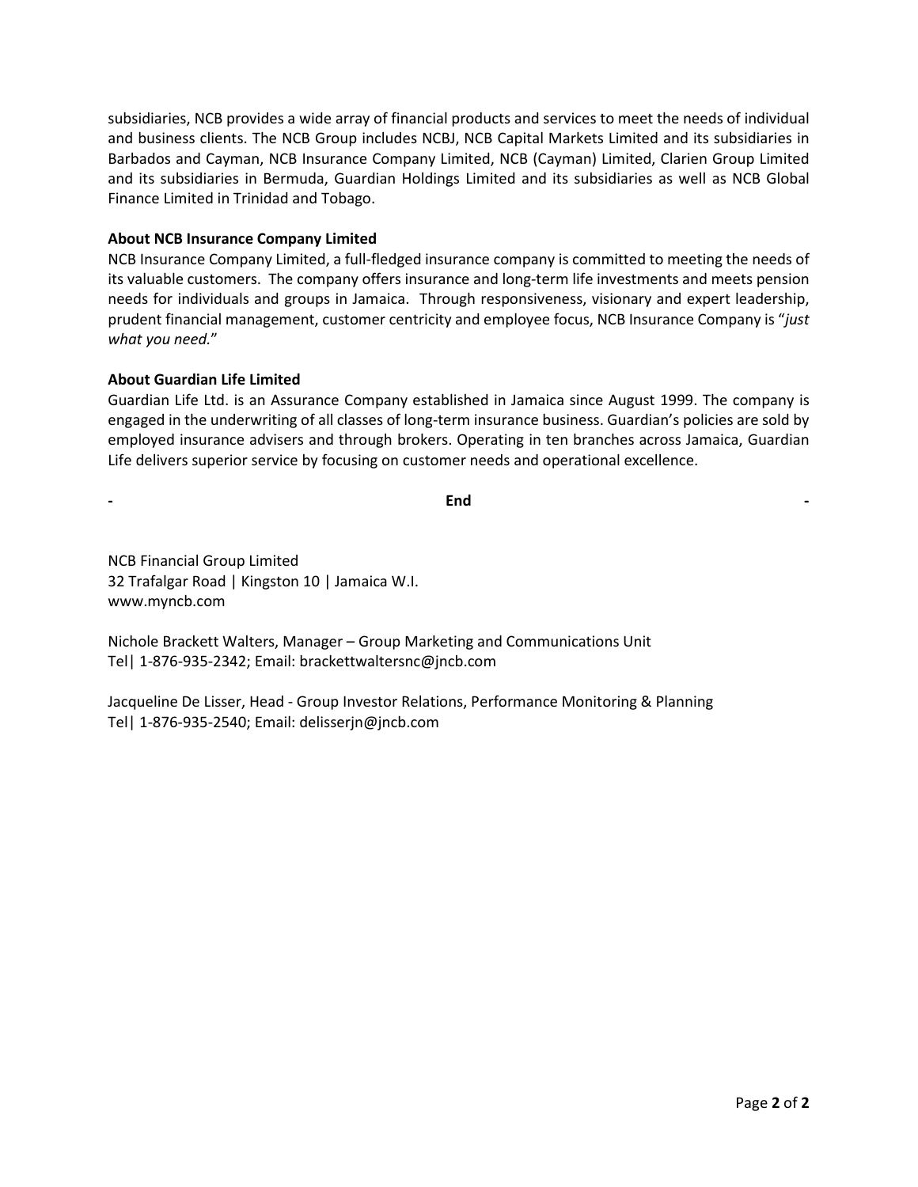subsidiaries, NCB provides a wide array of financial products and services to meet the needs of individual and business clients. The NCB Group includes NCBJ, NCB Capital Markets Limited and its subsidiaries in Barbados and Cayman, NCB Insurance Company Limited, NCB (Cayman) Limited, Clarien Group Limited and its subsidiaries in Bermuda, Guardian Holdings Limited and its subsidiaries as well as NCB Global Finance Limited in Trinidad and Tobago.

**About NCB Insurance Company Limited**

NCB Insurance Company Limited, a full-fledged insurance company is committed to meeting the needs of its valuable customers. The company offers insurance and long-term life investments and meets pension needs for individuals and groups in Jamaica. Through responsiveness, visionary and expert leadership, prudent financial management, customer centricity and employee focus, NCB Insurance Company is "*just what you need.*"

**About Guardian Life Limited**

Guardian Life Ltd. is an Assurance Company established in Jamaica since August 1999. The company is engaged in the underwriting of all classes of long-term insurance business. Guardian's policies are sold by employed insurance advisers and through brokers. Operating in ten branches across Jamaica, Guardian Life delivers superior service by focusing on customer needs and operational excellence.

**- End -**

NCB Financial Group Limited
32 Trafalgar Road | Kingston 10 | Jamaica W.I.
www.myncb.com

Nichole Brackett Walters, Manager – Group Marketing and Communications Unit
Tel| 1-876-935-2342; Email: brackettwaltersnc@jncb.com

Jacqueline De Lisser, Head - Group Investor Relations, Performance Monitoring & Planning
Tel| 1-876-935-2540; Email: delisserjn@jncb.com